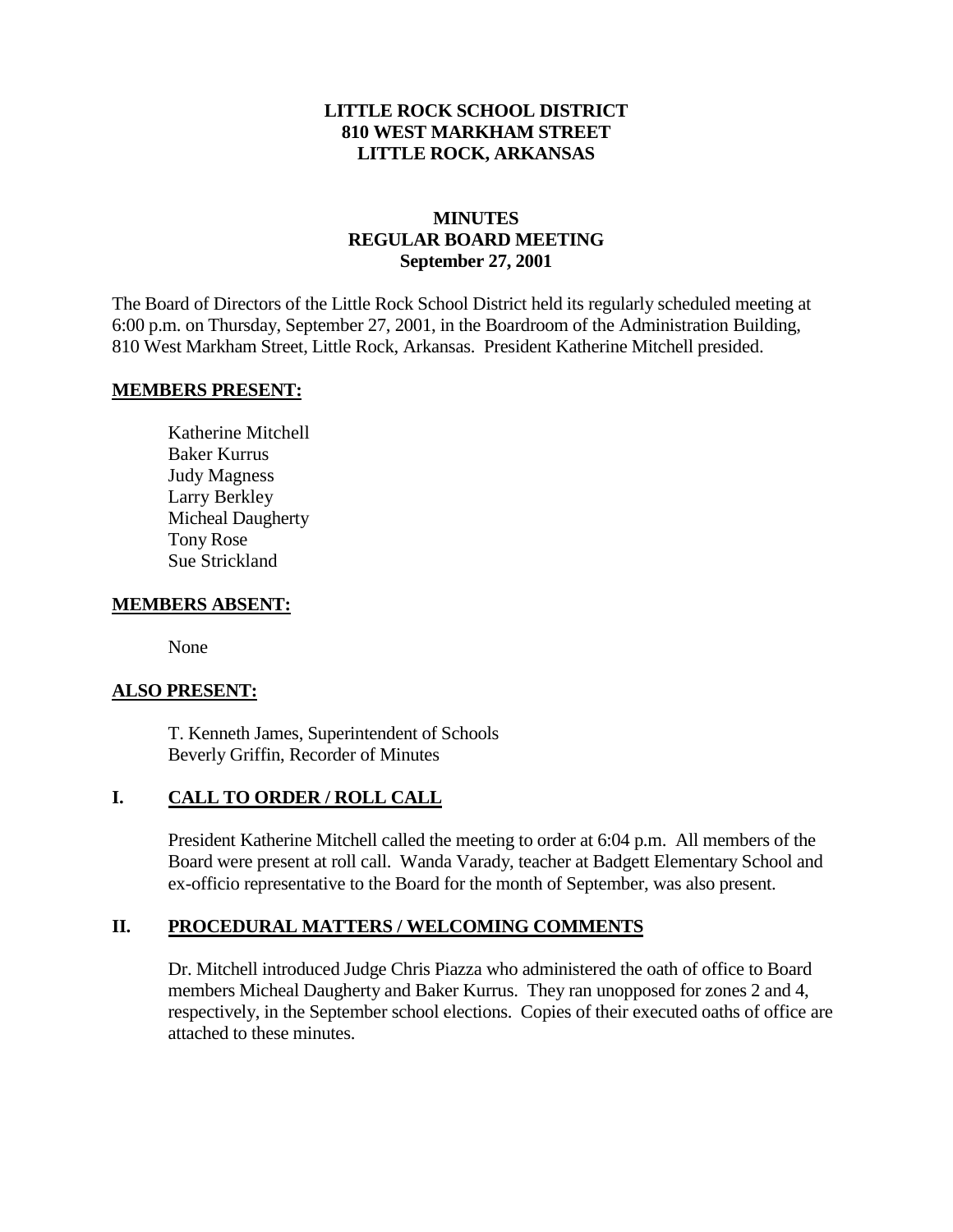**LITTLE ROCK SCHOOL DISTRICT**
**810 WEST MARKHAM STREET**
**LITTLE ROCK, ARKANSAS**

# MINUTES
## REGULAR BOARD MEETING
**September 27, 2001**

The Board of Directors of the Little Rock School District held its regularly scheduled meeting at 6:00 p.m. on Thursday, September 27, 2001, in the Boardroom of the Administration Building, 810 West Markham Street, Little Rock, Arkansas. President Katherine Mitchell presided.

**MEMBERS PRESENT:**

Katherine Mitchell
Baker Kurrus
Judy Magness
Larry Berkley
Micheal Daugherty
Tony Rose
Sue Strickland

**MEMBERS ABSENT:**

None

**ALSO PRESENT:**

T. Kenneth James, Superintendent of Schools
Beverly Griffin, Recorder of Minutes

## I. CALL TO ORDER / ROLL CALL

President Katherine Mitchell called the meeting to order at 6:04 p.m. All members of the Board were present at roll call. Wanda Varady, teacher at Badgett Elementary School and ex-officio representative to the Board for the month of September, was also present.

## II. PROCEDURAL MATTERS / WELCOMING COMMENTS

Dr. Mitchell introduced Judge Chris Piazza who administered the oath of office to Board members Micheal Daugherty and Baker Kurrus. They ran unopposed for zones 2 and 4, respectively, in the September school elections. Copies of their executed oaths of office are attached to these minutes.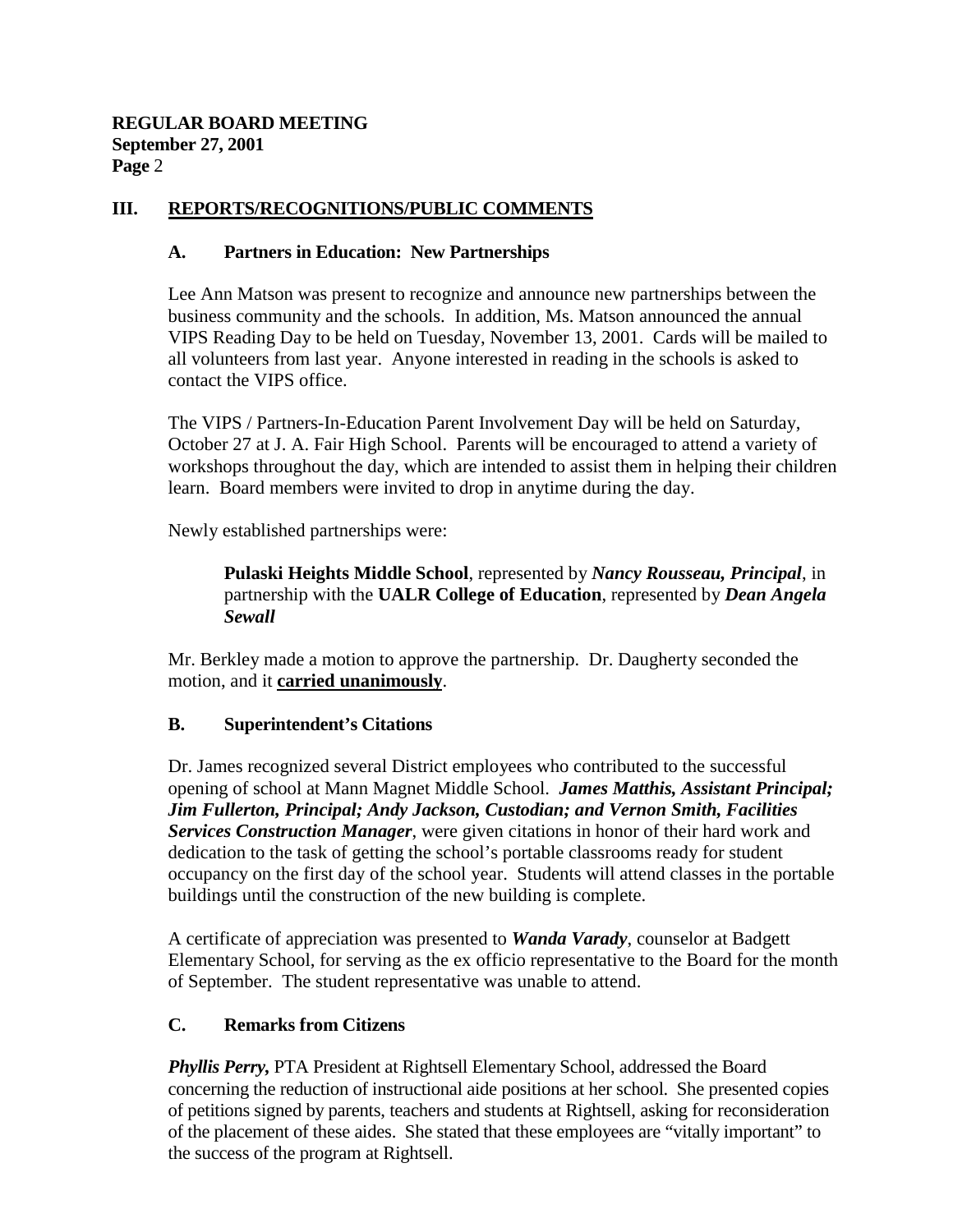## III. REPORTS/RECOGNITIONS/PUBLIC COMMENTS

### A. Partners in Education: New Partnerships

Lee Ann Matson was present to recognize and announce new partnerships between the business community and the schools. In addition, Ms. Matson announced the annual VIPS Reading Day to be held on Tuesday, November 13, 2001. Cards will be mailed to all volunteers from last year. Anyone interested in reading in the schools is asked to contact the VIPS office.

The VIPS / Partners-In-Education Parent Involvement Day will be held on Saturday, October 27 at J. A. Fair High School. Parents will be encouraged to attend a variety of workshops throughout the day, which are intended to assist them in helping their children learn. Board members were invited to drop in anytime during the day.

Newly established partnerships were:

> **Pulaski Heights Middle School**, represented by ***Nancy Rousseau, Principal***, in partnership with the **UALR College of Education**, represented by ***Dean Angela Sewall***

Mr. Berkley made a motion to approve the partnership. Dr. Daugherty seconded the motion, and it **carried unanimously**.

### B. Superintendent's Citations

Dr. James recognized several District employees who contributed to the successful opening of school at Mann Magnet Middle School. ***James Matthis, Assistant Principal; Jim Fullerton, Principal; Andy Jackson, Custodian; and Vernon Smith, Facilities Services Construction Manager***, were given citations in honor of their hard work and dedication to the task of getting the school's portable classrooms ready for student occupancy on the first day of the school year. Students will attend classes in the portable buildings until the construction of the new building is complete.

A certificate of appreciation was presented to ***Wanda Varady***, counselor at Badgett Elementary School, for serving as the ex officio representative to the Board for the month of September. The student representative was unable to attend.

### C. Remarks from Citizens

***Phyllis Perry,*** PTA President at Rightsell Elementary School, addressed the Board concerning the reduction of instructional aide positions at her school. She presented copies of petitions signed by parents, teachers and students at Rightsell, asking for reconsideration of the placement of these aides. She stated that these employees are "vitally important" to the success of the program at Rightsell.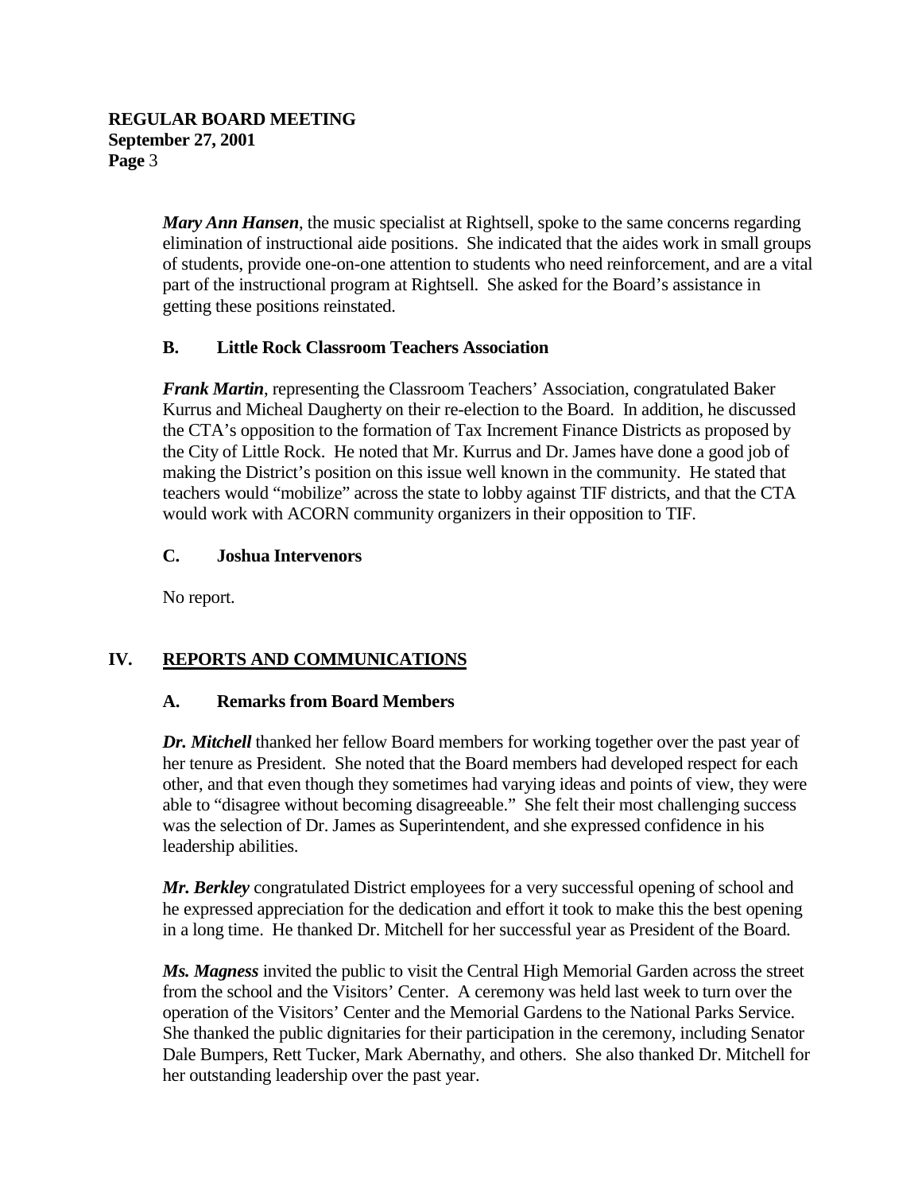*Mary Ann Hansen*, the music specialist at Rightsell, spoke to the same concerns regarding elimination of instructional aide positions. She indicated that the aides work in small groups of students, provide one-on-one attention to students who need reinforcement, and are a vital part of the instructional program at Rightsell. She asked for the Board's assistance in getting these positions reinstated.

### B. Little Rock Classroom Teachers Association

*Frank Martin*, representing the Classroom Teachers' Association, congratulated Baker Kurrus and Micheal Daugherty on their re-election to the Board. In addition, he discussed the CTA's opposition to the formation of Tax Increment Finance Districts as proposed by the City of Little Rock. He noted that Mr. Kurrus and Dr. James have done a good job of making the District's position on this issue well known in the community. He stated that teachers would "mobilize" across the state to lobby against TIF districts, and that the CTA would work with ACORN community organizers in their opposition to TIF.

### C. Joshua Intervenors

No report.

## IV. REPORTS AND COMMUNICATIONS

### A. Remarks from Board Members

***Dr. Mitchell*** thanked her fellow Board members for working together over the past year of her tenure as President. She noted that the Board members had developed respect for each other, and that even though they sometimes had varying ideas and points of view, they were able to "disagree without becoming disagreeable." She felt their most challenging success was the selection of Dr. James as Superintendent, and she expressed confidence in his leadership abilities.

***Mr. Berkley*** congratulated District employees for a very successful opening of school and he expressed appreciation for the dedication and effort it took to make this the best opening in a long time. He thanked Dr. Mitchell for her successful year as President of the Board.

***Ms. Magness*** invited the public to visit the Central High Memorial Garden across the street from the school and the Visitors' Center. A ceremony was held last week to turn over the operation of the Visitors' Center and the Memorial Gardens to the National Parks Service. She thanked the public dignitaries for their participation in the ceremony, including Senator Dale Bumpers, Rett Tucker, Mark Abernathy, and others. She also thanked Dr. Mitchell for her outstanding leadership over the past year.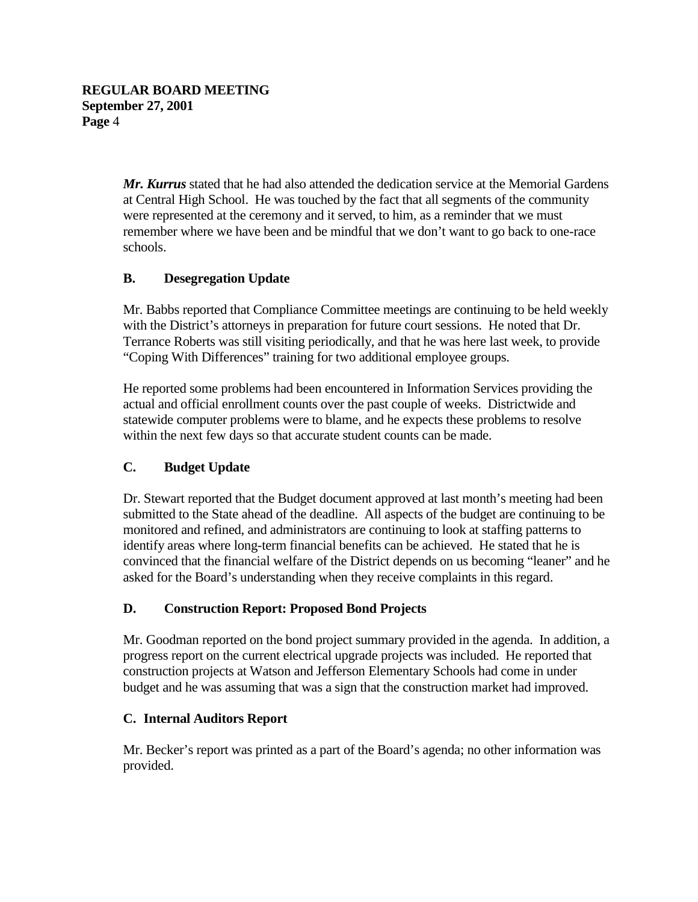***Mr. Kurrus*** stated that he had also attended the dedication service at the Memorial Gardens at Central High School. He was touched by the fact that all segments of the community were represented at the ceremony and it served, to him, as a reminder that we must remember where we have been and be mindful that we don't want to go back to one-race schools.

### B. Desegregation Update

Mr. Babbs reported that Compliance Committee meetings are continuing to be held weekly with the District's attorneys in preparation for future court sessions. He noted that Dr. Terrance Roberts was still visiting periodically, and that he was here last week, to provide "Coping With Differences" training for two additional employee groups.

He reported some problems had been encountered in Information Services providing the actual and official enrollment counts over the past couple of weeks. Districtwide and statewide computer problems were to blame, and he expects these problems to resolve within the next few days so that accurate student counts can be made.

### C. Budget Update

Dr. Stewart reported that the Budget document approved at last month's meeting had been submitted to the State ahead of the deadline. All aspects of the budget are continuing to be monitored and refined, and administrators are continuing to look at staffing patterns to identify areas where long-term financial benefits can be achieved. He stated that he is convinced that the financial welfare of the District depends on us becoming "leaner" and he asked for the Board's understanding when they receive complaints in this regard.

### D. Construction Report: Proposed Bond Projects

Mr. Goodman reported on the bond project summary provided in the agenda. In addition, a progress report on the current electrical upgrade projects was included. He reported that construction projects at Watson and Jefferson Elementary Schools had come in under budget and he was assuming that was a sign that the construction market had improved.

### C. Internal Auditors Report

Mr. Becker's report was printed as a part of the Board's agenda; no other information was provided.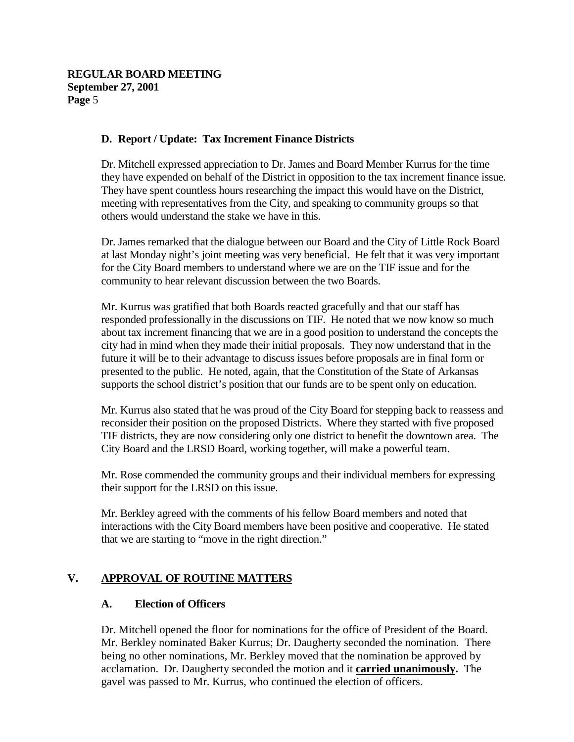### D. Report / Update: Tax Increment Finance Districts

Dr. Mitchell expressed appreciation to Dr. James and Board Member Kurrus for the time they have expended on behalf of the District in opposition to the tax increment finance issue. They have spent countless hours researching the impact this would have on the District, meeting with representatives from the City, and speaking to community groups so that others would understand the stake we have in this.

Dr. James remarked that the dialogue between our Board and the City of Little Rock Board at last Monday night's joint meeting was very beneficial. He felt that it was very important for the City Board members to understand where we are on the TIF issue and for the community to hear relevant discussion between the two Boards.

Mr. Kurrus was gratified that both Boards reacted gracefully and that our staff has responded professionally in the discussions on TIF. He noted that we now know so much about tax increment financing that we are in a good position to understand the concepts the city had in mind when they made their initial proposals. They now understand that in the future it will be to their advantage to discuss issues before proposals are in final form or presented to the public. He noted, again, that the Constitution of the State of Arkansas supports the school district's position that our funds are to be spent only on education.

Mr. Kurrus also stated that he was proud of the City Board for stepping back to reassess and reconsider their position on the proposed Districts. Where they started with five proposed TIF districts, they are now considering only one district to benefit the downtown area. The City Board and the LRSD Board, working together, will make a powerful team.

Mr. Rose commended the community groups and their individual members for expressing their support for the LRSD on this issue.

Mr. Berkley agreed with the comments of his fellow Board members and noted that interactions with the City Board members have been positive and cooperative. He stated that we are starting to "move in the right direction."

## V. APPROVAL OF ROUTINE MATTERS

### A. Election of Officers

Dr. Mitchell opened the floor for nominations for the office of President of the Board. Mr. Berkley nominated Baker Kurrus; Dr. Daugherty seconded the nomination. There being no other nominations, Mr. Berkley moved that the nomination be approved by acclamation. Dr. Daugherty seconded the motion and it **carried unanimously.** The gavel was passed to Mr. Kurrus, who continued the election of officers.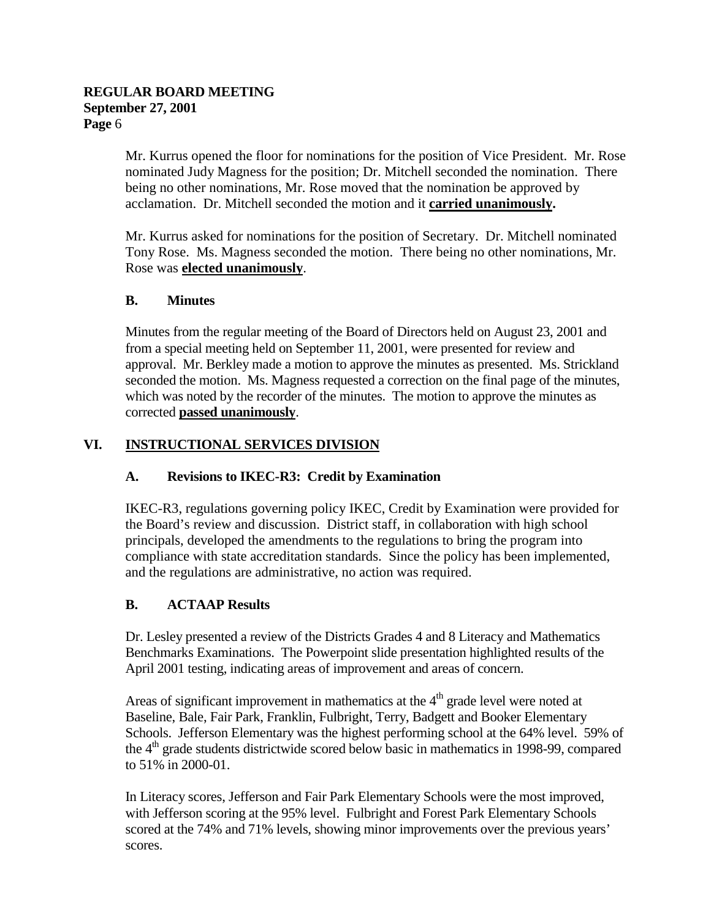Mr. Kurrus opened the floor for nominations for the position of Vice President. Mr. Rose nominated Judy Magness for the position; Dr. Mitchell seconded the nomination. There being no other nominations, Mr. Rose moved that the nomination be approved by acclamation. Dr. Mitchell seconded the motion and it **carried unanimously.**

Mr. Kurrus asked for nominations for the position of Secretary. Dr. Mitchell nominated Tony Rose. Ms. Magness seconded the motion. There being no other nominations, Mr. Rose was **elected unanimously**.

### B. Minutes

Minutes from the regular meeting of the Board of Directors held on August 23, 2001 and from a special meeting held on September 11, 2001, were presented for review and approval. Mr. Berkley made a motion to approve the minutes as presented. Ms. Strickland seconded the motion. Ms. Magness requested a correction on the final page of the minutes, which was noted by the recorder of the minutes. The motion to approve the minutes as corrected **passed unanimously**.

## VI. INSTRUCTIONAL SERVICES DIVISION

### A. Revisions to IKEC-R3: Credit by Examination

IKEC-R3, regulations governing policy IKEC, Credit by Examination were provided for the Board's review and discussion. District staff, in collaboration with high school principals, developed the amendments to the regulations to bring the program into compliance with state accreditation standards. Since the policy has been implemented, and the regulations are administrative, no action was required.

### B. ACTAAP Results

Dr. Lesley presented a review of the Districts Grades 4 and 8 Literacy and Mathematics Benchmarks Examinations. The Powerpoint slide presentation highlighted results of the April 2001 testing, indicating areas of improvement and areas of concern.

Areas of significant improvement in mathematics at the 4th grade level were noted at Baseline, Bale, Fair Park, Franklin, Fulbright, Terry, Badgett and Booker Elementary Schools. Jefferson Elementary was the highest performing school at the 64% level. 59% of the 4th grade students districtwide scored below basic in mathematics in 1998-99, compared to 51% in 2000-01.

In Literacy scores, Jefferson and Fair Park Elementary Schools were the most improved, with Jefferson scoring at the 95% level. Fulbright and Forest Park Elementary Schools scored at the 74% and 71% levels, showing minor improvements over the previous years' scores.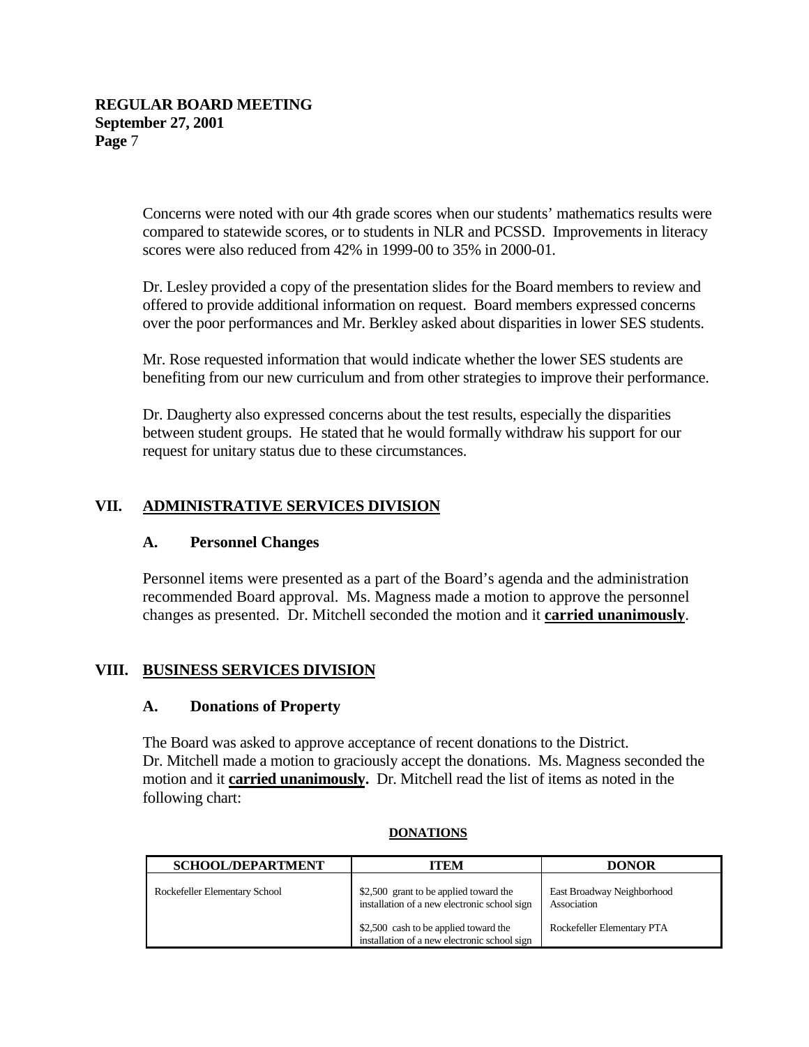Concerns were noted with our 4th grade scores when our students' mathematics results were compared to statewide scores, or to students in NLR and PCSSD. Improvements in literacy scores were also reduced from 42% in 1999-00 to 35% in 2000-01.

Dr. Lesley provided a copy of the presentation slides for the Board members to review and offered to provide additional information on request. Board members expressed concerns over the poor performances and Mr. Berkley asked about disparities in lower SES students.

Mr. Rose requested information that would indicate whether the lower SES students are benefiting from our new curriculum and from other strategies to improve their performance.

Dr. Daugherty also expressed concerns about the test results, especially the disparities between student groups. He stated that he would formally withdraw his support for our request for unitary status due to these circumstances.

## VII. ADMINISTRATIVE SERVICES DIVISION

### A. Personnel Changes

Personnel items were presented as a part of the Board's agenda and the administration recommended Board approval. Ms. Magness made a motion to approve the personnel changes as presented. Dr. Mitchell seconded the motion and it **carried unanimously**.

## VIII. BUSINESS SERVICES DIVISION

### A. Donations of Property

The Board was asked to approve acceptance of recent donations to the District. Dr. Mitchell made a motion to graciously accept the donations. Ms. Magness seconded the motion and it **carried unanimously.** Dr. Mitchell read the list of items as noted in the following chart:

**DONATIONS**

| SCHOOL/DEPARTMENT | ITEM | DONOR |
|---|---|---|
| Rockefeller Elementary School | \$2,500 grant to be applied toward the installation of a new electronic school sign | East Broadway Neighborhood Association |
| | \$2,500 cash to be applied toward the installation of a new electronic school sign | Rockefeller Elementary PTA |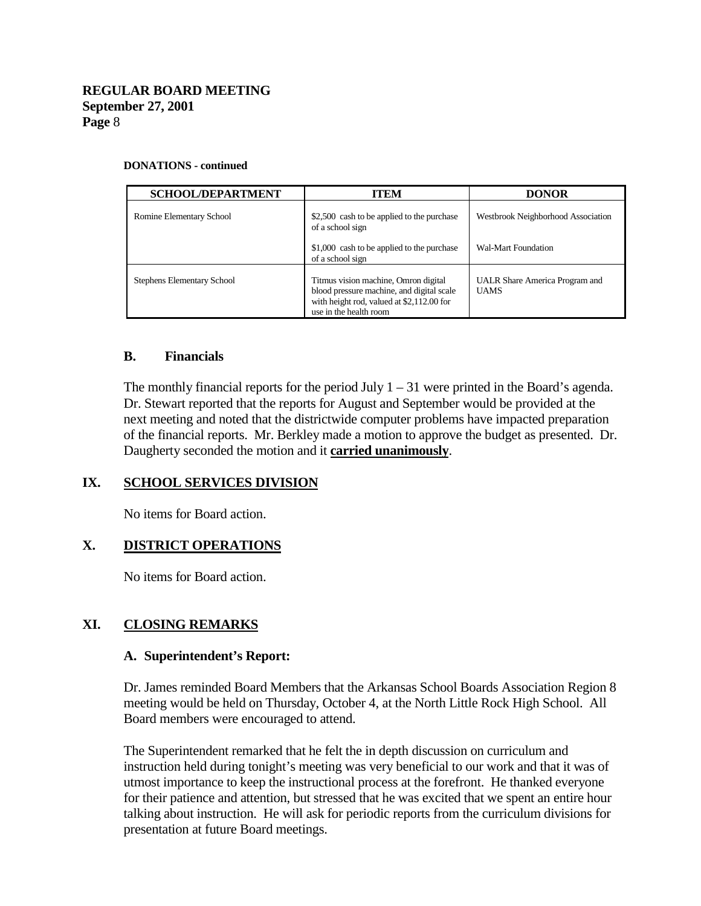**DONATIONS - continued**

| SCHOOL/DEPARTMENT | ITEM | DONOR |
|---|---|---|
| Romine Elementary School | $2,500 cash to be applied to the purchase of a school sign | Westbrook Neighborhood Association |
| | $1,000 cash to be applied to the purchase of a school sign | Wal-Mart Foundation |
| Stephens Elementary School | Titmus vision machine, Omron digital blood pressure machine, and digital scale with height rod, valued at $2,112.00 for use in the health room | UALR Share America Program and UAMS |

### B. Financials

The monthly financial reports for the period July 1 – 31 were printed in the Board's agenda. Dr. Stewart reported that the reports for August and September would be provided at the next meeting and noted that the districtwide computer problems have impacted preparation of the financial reports. Mr. Berkley made a motion to approve the budget as presented. Dr. Daugherty seconded the motion and it **carried unanimously**.

## IX. SCHOOL SERVICES DIVISION

No items for Board action.

## X. DISTRICT OPERATIONS

No items for Board action.

## XI. CLOSING REMARKS

### A. Superintendent's Report:

Dr. James reminded Board Members that the Arkansas School Boards Association Region 8 meeting would be held on Thursday, October 4, at the North Little Rock High School. All Board members were encouraged to attend.

The Superintendent remarked that he felt the in depth discussion on curriculum and instruction held during tonight's meeting was very beneficial to our work and that it was of utmost importance to keep the instructional process at the forefront. He thanked everyone for their patience and attention, but stressed that he was excited that we spent an entire hour talking about instruction. He will ask for periodic reports from the curriculum divisions for presentation at future Board meetings.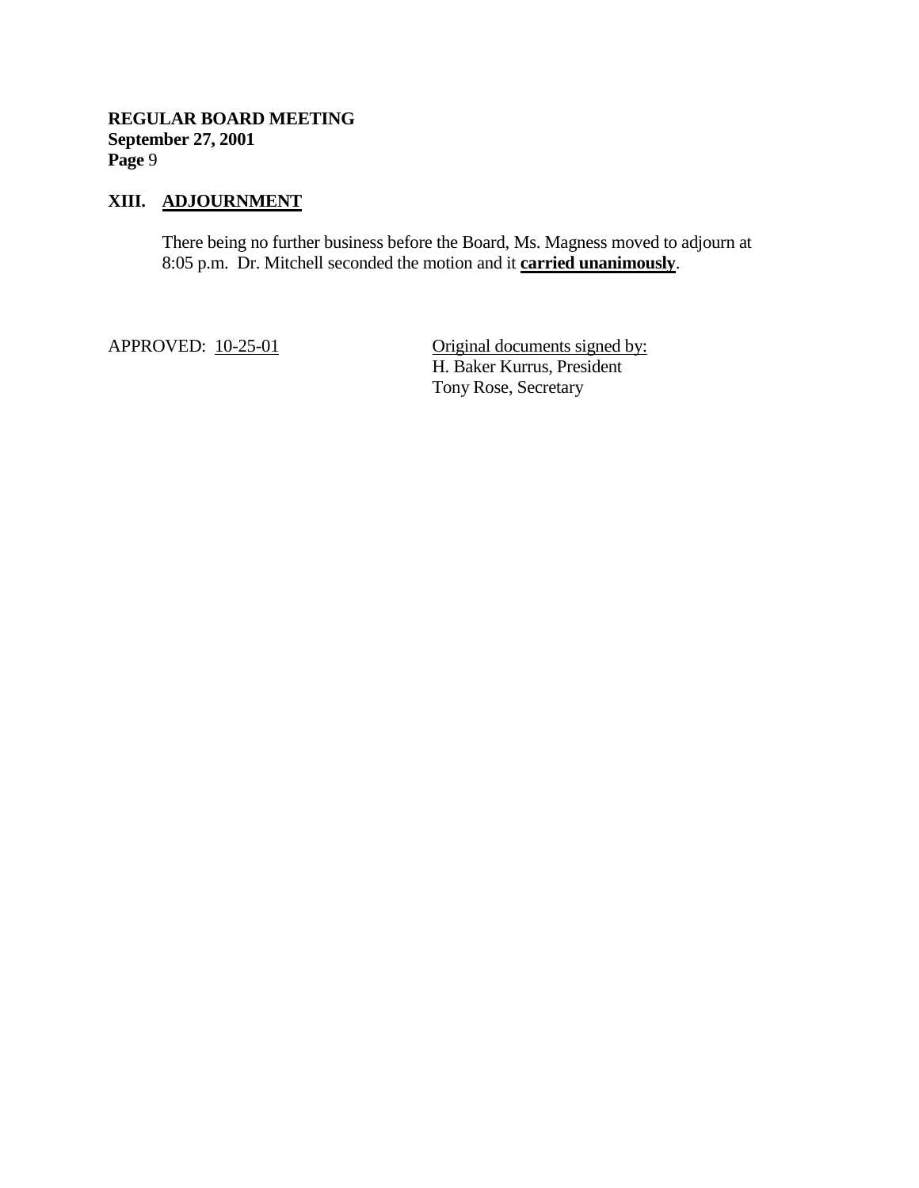## XIII. ADJOURNMENT

There being no further business before the Board, Ms. Magness moved to adjourn at 8:05 p.m. Dr. Mitchell seconded the motion and it **carried unanimously**.

APPROVED: 10-25-01

Original documents signed by:
H. Baker Kurrus, President
Tony Rose, Secretary